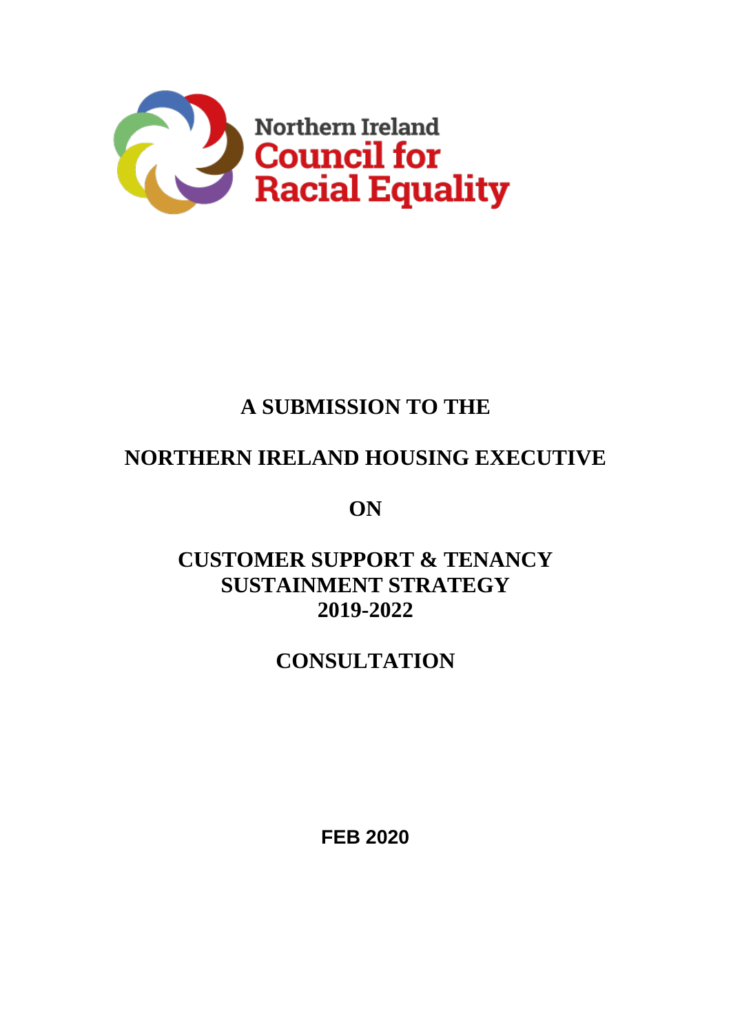Northern Ireland Council for Racial Equality

# A SUBMISSION TO THE

# NORTHERN IRELAND HOUSING EXECUTIVE

# ON

# CUSTOMER SUPPORT & TENANCY SUSTAINMENT STRATEGY 2019-2022

# CONSULTATION

**FEB 2020**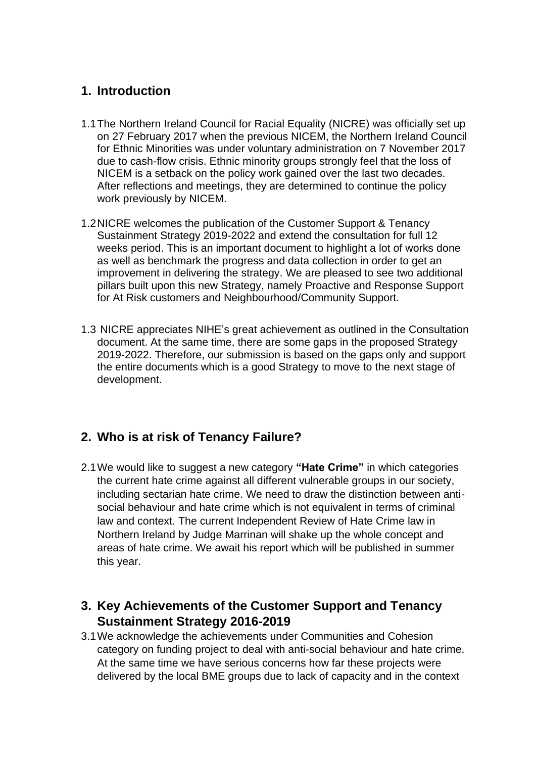## 1. Introduction

1.1 The Northern Ireland Council for Racial Equality (NICRE) was officially set up on 27 February 2017 when the previous NICEM, the Northern Ireland Council for Ethnic Minorities was under voluntary administration on 7 November 2017 due to cash-flow crisis. Ethnic minority groups strongly feel that the loss of NICEM is a setback on the policy work gained over the last two decades. After reflections and meetings, they are determined to continue the policy work previously by NICEM.

1.2 NICRE welcomes the publication of the Customer Support & Tenancy Sustainment Strategy 2019-2022 and extend the consultation for full 12 weeks period. This is an important document to highlight a lot of works done as well as benchmark the progress and data collection in order to get an improvement in delivering the strategy. We are pleased to see two additional pillars built upon this new Strategy, namely Proactive and Response Support for At Risk customers and Neighbourhood/Community Support.

1.3 NICRE appreciates NIHE's great achievement as outlined in the Consultation document. At the same time, there are some gaps in the proposed Strategy 2019-2022. Therefore, our submission is based on the gaps only and support the entire documents which is a good Strategy to move to the next stage of development.

## 2. Who is at risk of Tenancy Failure?

2.1 We would like to suggest a new category **"Hate Crime"** in which categories the current hate crime against all different vulnerable groups in our society, including sectarian hate crime. We need to draw the distinction between anti-social behaviour and hate crime which is not equivalent in terms of criminal law and context. The current Independent Review of Hate Crime law in Northern Ireland by Judge Marrinan will shake up the whole concept and areas of hate crime. We await his report which will be published in summer this year.

## 3. Key Achievements of the Customer Support and Tenancy Sustainment Strategy 2016-2019

3.1 We acknowledge the achievements under Communities and Cohesion category on funding project to deal with anti-social behaviour and hate crime. At the same time we have serious concerns how far these projects were delivered by the local BME groups due to lack of capacity and in the context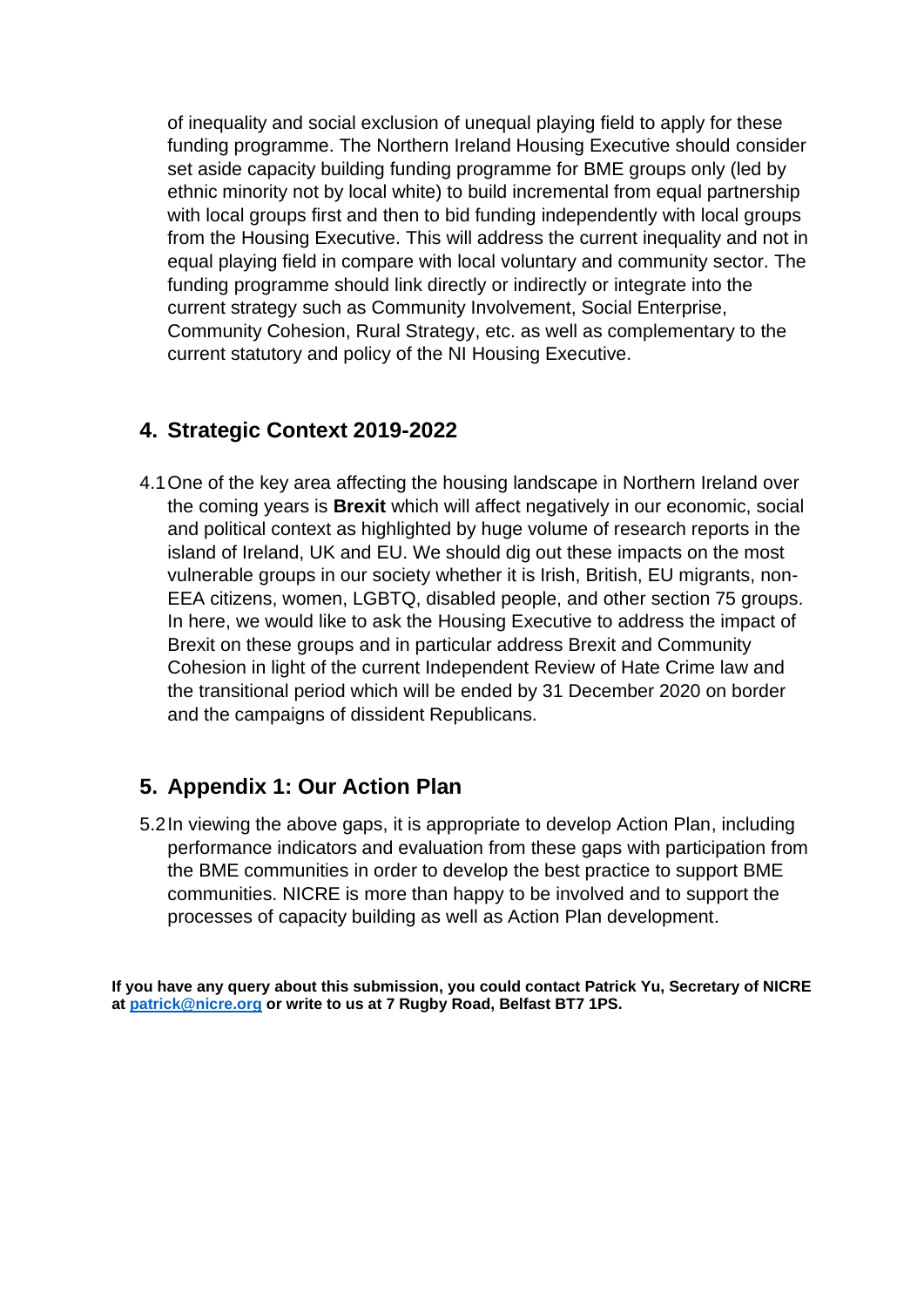of inequality and social exclusion of unequal playing field to apply for these funding programme. The Northern Ireland Housing Executive should consider set aside capacity building funding programme for BME groups only (led by ethnic minority not by local white) to build incremental from equal partnership with local groups first and then to bid funding independently with local groups from the Housing Executive. This will address the current inequality and not in equal playing field in compare with local voluntary and community sector. The funding programme should link directly or indirectly or integrate into the current strategy such as Community Involvement, Social Enterprise, Community Cohesion, Rural Strategy, etc. as well as complementary to the current statutory and policy of the NI Housing Executive.

## 4. Strategic Context 2019-2022

4.1 One of the key area affecting the housing landscape in Northern Ireland over the coming years is **Brexit** which will affect negatively in our economic, social and political context as highlighted by huge volume of research reports in the island of Ireland, UK and EU. We should dig out these impacts on the most vulnerable groups in our society whether it is Irish, British, EU migrants, non-EEA citizens, women, LGBTQ, disabled people, and other section 75 groups. In here, we would like to ask the Housing Executive to address the impact of Brexit on these groups and in particular address Brexit and Community Cohesion in light of the current Independent Review of Hate Crime law and the transitional period which will be ended by 31 December 2020 on border and the campaigns of dissident Republicans.

## 5. Appendix 1: Our Action Plan

5.2 In viewing the above gaps, it is appropriate to develop Action Plan, including performance indicators and evaluation from these gaps with participation from the BME communities in order to develop the best practice to support BME communities. NICRE is more than happy to be involved and to support the processes of capacity building as well as Action Plan development.

**If you have any query about this submission, you could contact Patrick Yu, Secretary of NICRE at [patrick@nicre.org](mailto:patrick@nicre.org) or write to us at 7 Rugby Road, Belfast BT7 1PS.**